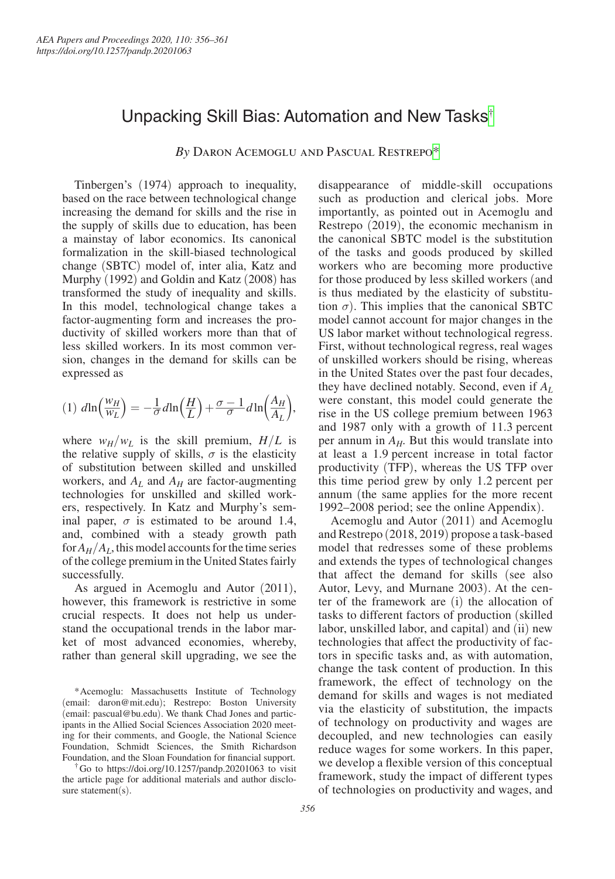# Unpacking Skill Bias: Automation and New Tasks[†]

*By* Daron Acemoglu and Pascual Restrepo[*]

Tinbergen's (1974) approach to inequality, based on the race between technological change increasing the demand for skills and the rise in the supply of skills due to education, has been a mainstay of labor economics. Its canonical formalization in the skill-biased technological change (SBTC) model of, inter alia, Katz and Murphy (1992) and Goldin and Katz (2008) has transformed the study of inequality and skills. In this model, technological change takes a factor-augmenting form and increases the productivity of skilled workers more than that of less skilled workers. In its most common version, changes in the demand for skills can be expressed as

$$(1)\ d\ln\Big(\frac{w_H}{w_L}\Big) = -\frac{1}{\sigma}d\ln\Big(\frac{H}{L}\Big) + \frac{\sigma-1}{\sigma}d\ln\Big(\frac{A_H}{A_L}\Big),$$

where $w_H/w_L$ is the skill premium, $H/L$ is the relative supply of skills, $\sigma$ is the elasticity of substitution between skilled and unskilled workers, and $A_L$ and $A_H$ are factor-augmenting technologies for unskilled and skilled workers, respectively. In Katz and Murphy's seminal paper, $\sigma$ is estimated to be around 1.4, and, combined with a steady growth path for $A_H/A_L$, this model accounts for the time series of the college premium in the United States fairly successfully.

As argued in Acemoglu and Autor (2011), however, this framework is restrictive in some crucial respects. It does not help us understand the occupational trends in the labor market of most advanced economies, whereby, rather than general skill upgrading, we see the disappearance of middle-skill occupations such as production and clerical jobs. More importantly, as pointed out in Acemoglu and Restrepo (2019), the economic mechanism in the canonical SBTC model is the substitution of the tasks and goods produced by skilled workers who are becoming more productive for those produced by less skilled workers (and is thus mediated by the elasticity of substitution $\sigma$). This implies that the canonical SBTC model cannot account for major changes in the US labor market without technological regress. First, without technological regress, real wages of unskilled workers should be rising, whereas in the United States over the past four decades, they have declined notably. Second, even if $A_L$ were constant, this model could generate the rise in the US college premium between 1963 and 1987 only with a growth of 11.3 percent per annum in $A_H$. But this would translate into at least a 1.9 percent increase in total factor productivity (TFP), whereas the US TFP over this time period grew by only 1.2 percent per annum (the same applies for the more recent 1992–2008 period; see the online Appendix).

Acemoglu and Autor (2011) and Acemoglu and Restrepo (2018, 2019) propose a task-based model that redresses some of these problems and extends the types of technological changes that affect the demand for skills (see also Autor, Levy, and Murnane 2003). At the center of the framework are (i) the allocation of tasks to different factors of production (skilled labor, unskilled labor, and capital) and (ii) new technologies that affect the productivity of factors in specific tasks and, as with automation, change the task content of production. In this framework, the effect of technology on the demand for skills and wages is not mediated via the elasticity of substitution, the impacts of technology on productivity and wages are decoupled, and new technologies can easily reduce wages for some workers. In this paper, we develop a flexible version of this conceptual framework, study the impact of different types of technologies on productivity and wages, and

[*] Acemoglu: Massachusetts Institute of Technology (email: daron@mit.edu); Restrepo: Boston University (email: pascual@bu.edu). We thank Chad Jones and participants in the Allied Social Sciences Association 2020 meeting for their comments, and Google, the National Science Foundation, Schmidt Sciences, the Smith Richardson Foundation, and the Sloan Foundation for financial support.

[†] Go to https://doi.org/10.1257/pandp.20201063 to visit the article page for additional materials and author disclosure statement(s).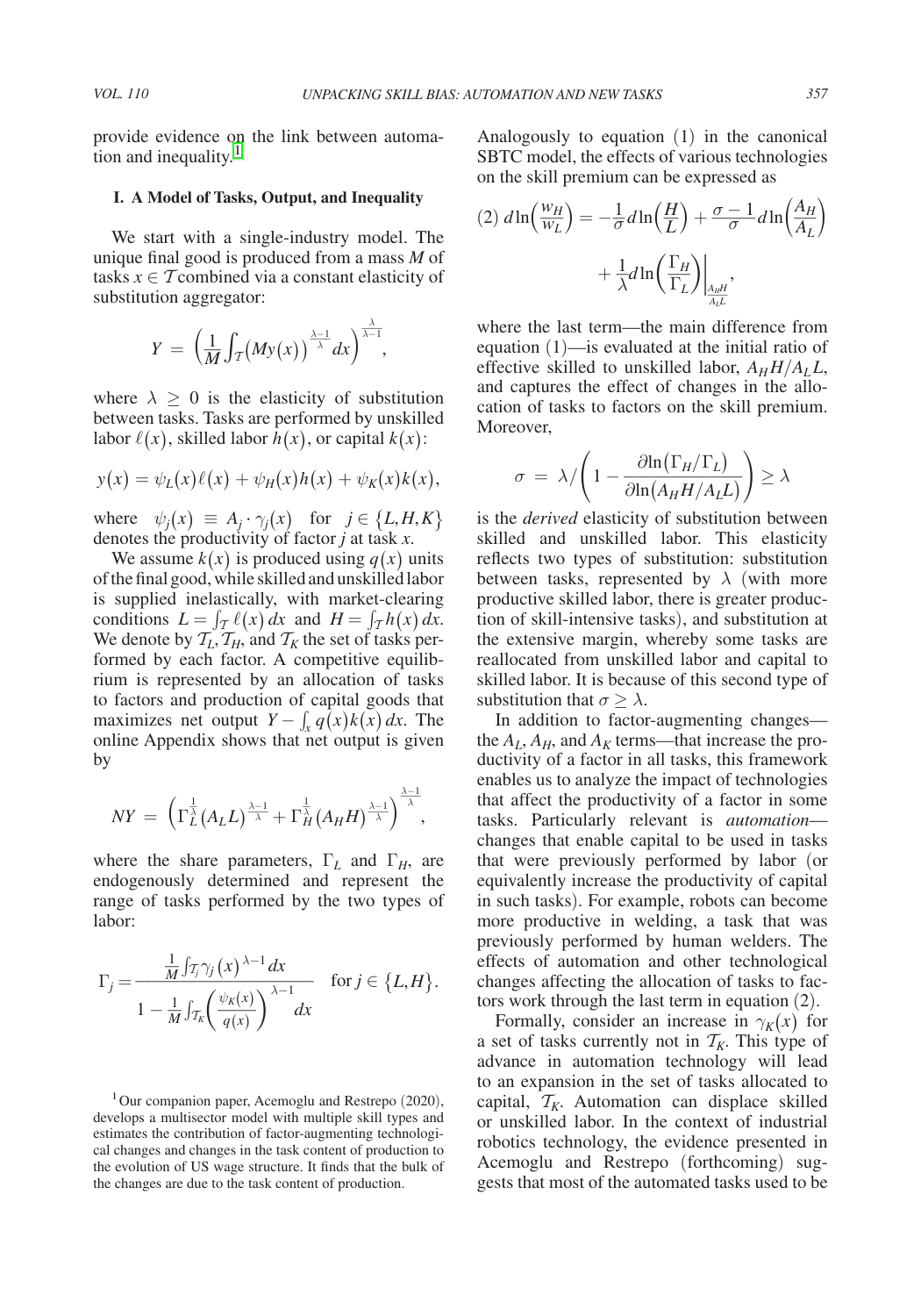provide evidence on the link between automation and inequality.[1]

## I. A Model of Tasks, Output, and Inequality

We start with a single-industry model. The unique final good is produced from a mass $M$ of tasks $x \in \mathcal{T}$ combined via a constant elasticity of substitution aggregator:

$$Y = \left(\frac{1}{M}\int_{\mathcal{T}}\left(My(x)\right)^{\frac{\lambda-1}{\lambda}}dx\right)^{\frac{\lambda}{\lambda-1}},$$

where $\lambda \geq 0$ is the elasticity of substitution between tasks. Tasks are performed by unskilled labor $\ell(x)$, skilled labor $h(x)$, or capital $k(x)$:

$$y(x) = \psi_L(x)\ell(x) + \psi_H(x)h(x) + \psi_K(x)k(x),$$

where $\psi_j(x) \equiv A_j \cdot \gamma_j(x)$ for $j \in \{L, H, K\}$ denotes the productivity of factor $j$ at task $x$.

We assume $k(x)$ is produced using $q(x)$ units of the final good, while skilled and unskilled labor is supplied inelastically, with market-clearing conditions $L = \int_{\mathcal{T}}\ell(x)\,dx$ and $H = \int_{\mathcal{T}}h(x)\,dx$. We denote by $\mathcal{T}_L, \mathcal{T}_H$, and $\mathcal{T}_K$ the set of tasks performed by each factor. A competitive equilibrium is represented by an allocation of tasks to factors and production of capital goods that maximizes net output $Y - \int_x q(x)k(x)\,dx$. The online Appendix shows that net output is given by

$$NY = \left(\Gamma_L^{\frac{1}{\lambda}}(A_L L)^{\frac{\lambda-1}{\lambda}} + \Gamma_H^{\frac{1}{\lambda}}(A_H H)^{\frac{\lambda-1}{\lambda}}\right)^{\frac{\lambda-1}{\lambda}},$$

where the share parameters, $\Gamma_L$ and $\Gamma_H$, are endogenously determined and represent the range of tasks performed by the two types of labor:

$$\Gamma_j = \frac{\frac{1}{M}\int_{\mathcal{T}_j}\gamma_j(x)^{\lambda-1}dx}{1 - \frac{1}{M}\int_{\mathcal{T}_K}\left(\frac{\psi_K(x)}{q(x)}\right)^{\lambda-1}dx} \quad \text{for } j \in \{L, H\}.$$

Analogously to equation (1) in the canonical SBTC model, the effects of various technologies on the skill premium can be expressed as

$$(2)\ d\ln\left(\frac{w_H}{w_L}\right) = -\frac{1}{\sigma}d\ln\left(\frac{H}{L}\right) + \frac{\sigma-1}{\sigma}d\ln\left(\frac{A_H}{A_L}\right) + \frac{1}{\lambda}d\ln\left(\frac{\Gamma_H}{\Gamma_L}\right)\bigg|_{\frac{A_H H}{A_L L}},$$

where the last term—the main difference from equation (1)—is evaluated at the initial ratio of effective skilled to unskilled labor, $A_H H/A_L L$, and captures the effect of changes in the allocation of tasks to factors on the skill premium. Moreover,

$$\sigma = \lambda \Bigg/ \left(1 - \frac{\partial \ln(\Gamma_H/\Gamma_L)}{\partial \ln(A_H H/A_L L)}\right) \geq \lambda$$

is the *derived* elasticity of substitution between skilled and unskilled labor. This elasticity reflects two types of substitution: substitution between tasks, represented by $\lambda$ (with more productive skilled labor, there is greater production of skill-intensive tasks), and substitution at the extensive margin, whereby some tasks are reallocated from unskilled labor and capital to skilled labor. It is because of this second type of substitution that $\sigma \geq \lambda$.

In addition to factor-augmenting changes—the $A_L$, $A_H$, and $A_K$ terms—that increase the productivity of a factor in all tasks, this framework enables us to analyze the impact of technologies that affect the productivity of a factor in some tasks. Particularly relevant is *automation*—changes that enable capital to be used in tasks that were previously performed by labor (or equivalently increase the productivity of capital in such tasks). For example, robots can become more productive in welding, a task that was previously performed by human welders. The effects of automation and other technological changes affecting the allocation of tasks to factors work through the last term in equation (2).

Formally, consider an increase in $\gamma_K(x)$ for a set of tasks currently not in $\mathcal{T}_K$. This type of advance in automation technology will lead to an expansion in the set of tasks allocated to capital, $\mathcal{T}_K$. Automation can displace skilled or unskilled labor. In the context of industrial robotics technology, the evidence presented in Acemoglu and Restrepo (forthcoming) suggests that most of the automated tasks used to be

[1] Our companion paper, Acemoglu and Restrepo (2020), develops a multisector model with multiple skill types and estimates the contribution of factor-augmenting technological changes and changes in the task content of production to the evolution of US wage structure. It finds that the bulk of the changes are due to the task content of production.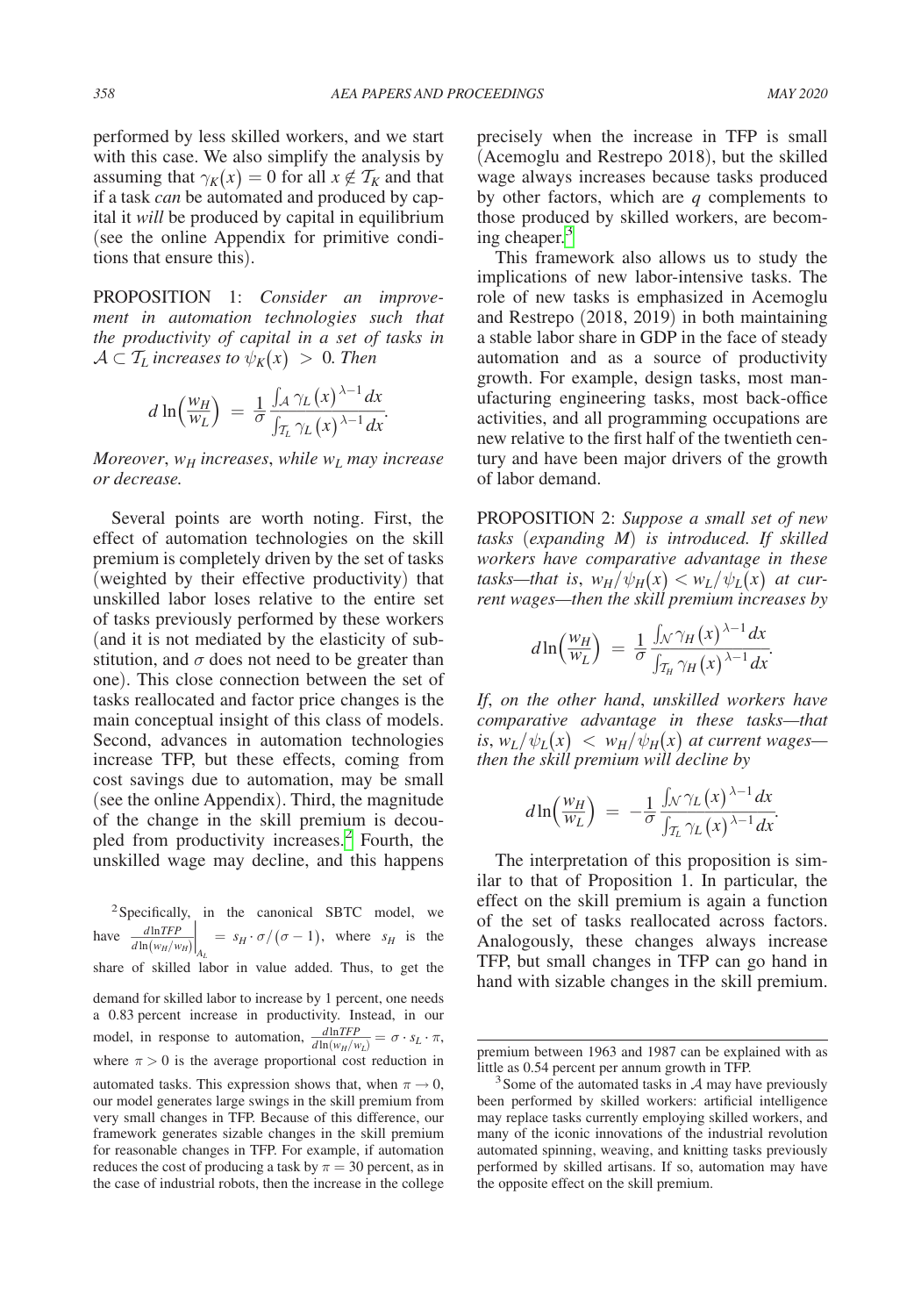performed by less skilled workers, and we start with this case. We also simplify the analysis by assuming that $\gamma_K(x) = 0$ for all $x \notin \mathcal{T}_K$ and that if a task *can* be automated and produced by capital it *will* be produced by capital in equilibrium (see the online Appendix for primitive conditions that ensure this).

PROPOSITION 1: *Consider an improvement in automation technologies such that the productivity of capital in a set of tasks in* $\mathcal{A} \subset \mathcal{T}_L$ *increases to* $\psi_K(x) > 0$. *Then*

$$d \ln\left(\frac{w_H}{w_L}\right) = \frac{1}{\sigma} \frac{\int_{\mathcal{A}} \gamma_L(x)^{\lambda-1} dx}{\int_{\mathcal{T}_L} \gamma_L(x)^{\lambda-1} dx}.$$

*Moreover*, $w_H$ *increases*, *while* $w_L$ *may increase or decrease.*

Several points are worth noting. First, the effect of automation technologies on the skill premium is completely driven by the set of tasks (weighted by their effective productivity) that unskilled labor loses relative to the entire set of tasks previously performed by these workers (and it is not mediated by the elasticity of substitution, and $\sigma$ does not need to be greater than one). This close connection between the set of tasks reallocated and factor price changes is the main conceptual insight of this class of models. Second, advances in automation technologies increase TFP, but these effects, coming from cost savings due to automation, may be small (see the online Appendix). Third, the magnitude of the change in the skill premium is decoupled from productivity increases.[2] Fourth, the unskilled wage may decline, and this happens precisely when the increase in TFP is small (Acemoglu and Restrepo 2018), but the skilled wage always increases because tasks produced by other factors, which are $q$ complements to those produced by skilled workers, are becoming cheaper.[3]

This framework also allows us to study the implications of new labor-intensive tasks. The role of new tasks is emphasized in Acemoglu and Restrepo (2018, 2019) in both maintaining a stable labor share in GDP in the face of steady automation and as a source of productivity growth. For example, design tasks, most manufacturing engineering tasks, most back-office activities, and all programming occupations are new relative to the first half of the twentieth century and have been major drivers of the growth of labor demand.

PROPOSITION 2: *Suppose a small set of new tasks* (*expanding* $M$) *is introduced. If skilled workers have comparative advantage in these tasks—that is,* $w_H/\psi_H(x) < w_L/\psi_L(x)$ *at current wages—then the skill premium increases by*

$$d \ln\left(\frac{w_H}{w_L}\right) = \frac{1}{\sigma} \frac{\int_{\mathcal{N}} \gamma_H(x)^{\lambda-1} dx}{\int_{\mathcal{T}_H} \gamma_H(x)^{\lambda-1} dx}.$$

*If, on the other hand, unskilled workers have comparative advantage in these tasks—that is,* $w_L/\psi_L(x) < w_H/\psi_H(x)$ *at current wages—then the skill premium will decline by*

$$d \ln\left(\frac{w_H}{w_L}\right) = -\frac{1}{\sigma} \frac{\int_{\mathcal{N}} \gamma_L(x)^{\lambda-1} dx}{\int_{\mathcal{T}_L} \gamma_L(x)^{\lambda-1} dx}.$$

The interpretation of this proposition is similar to that of Proposition 1. In particular, the effect on the skill premium is again a function of the set of tasks reallocated across factors. Analogously, these changes always increase TFP, but small changes in TFP can go hand in hand with sizable changes in the skill premium.

---

[2] Specifically, in the canonical SBTC model, we have $\left.\frac{d \ln TFP}{d \ln(w_H/w_H)}\right|_{A_L} = s_H \cdot \sigma/(\sigma - 1)$, where $s_H$ is the share of skilled labor in value added. Thus, to get the demand for skilled labor to increase by 1 percent, one needs a 0.83 percent increase in productivity. Instead, in our model, in response to automation, $\frac{d \ln TFP}{d \ln(w_H/w_L)} = \sigma \cdot s_L \cdot \pi$, where $\pi > 0$ is the average proportional cost reduction in automated tasks. This expression shows that, when $\pi \to 0$, our model generates large swings in the skill premium from very small changes in TFP. Because of this difference, our framework generates sizable changes in the skill premium for reasonable changes in TFP. For example, if automation reduces the cost of producing a task by $\pi = 30$ percent, as in the case of industrial robots, then the increase in the college premium between 1963 and 1987 can be explained with as little as 0.54 percent per annum growth in TFP.

[3] Some of the automated tasks in $\mathcal{A}$ may have previously been performed by skilled workers: artificial intelligence may replace tasks currently employing skilled workers, and many of the iconic innovations of the industrial revolution automated spinning, weaving, and knitting tasks previously performed by skilled artisans. If so, automation may have the opposite effect on the skill premium.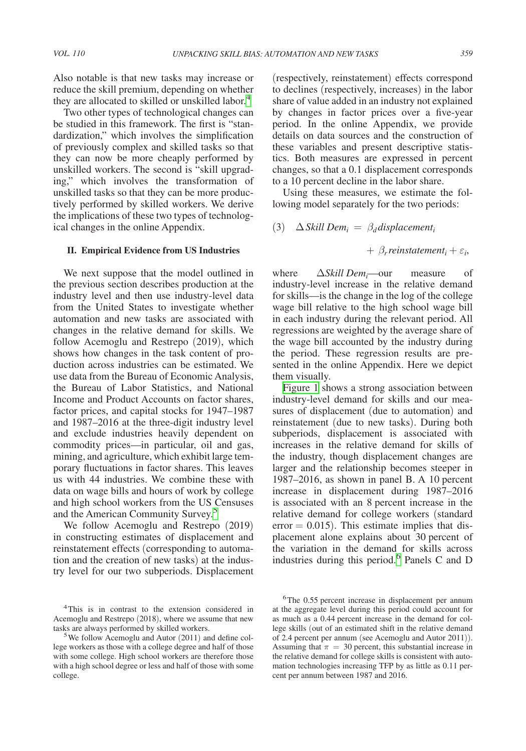Also notable is that new tasks may increase or reduce the skill premium, depending on whether they are allocated to skilled or unskilled labor.[4]

Two other types of technological changes can be studied in this framework. The first is "standardization," which involves the simplification of previously complex and skilled tasks so that they can now be more cheaply performed by unskilled workers. The second is "skill upgrading," which involves the transformation of unskilled tasks so that they can be more productively performed by skilled workers. We derive the implications of these two types of technological changes in the online Appendix.

### II. Empirical Evidence from US Industries

We next suppose that the model outlined in the previous section describes production at the industry level and then use industry-level data from the United States to investigate whether automation and new tasks are associated with changes in the relative demand for skills. We follow Acemoglu and Restrepo (2019), which shows how changes in the task content of production across industries can be estimated. We use data from the Bureau of Economic Analysis, the Bureau of Labor Statistics, and National Income and Product Accounts on factor shares, factor prices, and capital stocks for 1947–1987 and 1987–2016 at the three-digit industry level and exclude industries heavily dependent on commodity prices—in particular, oil and gas, mining, and agriculture, which exhibit large temporary fluctuations in factor shares. This leaves us with 44 industries. We combine these with data on wage bills and hours of work by college and high school workers from the US Censuses and the American Community Survey.[5]

We follow Acemoglu and Restrepo (2019) in constructing estimates of displacement and reinstatement effects (corresponding to automation and the creation of new tasks) at the industry level for our two subperiods. Displacement (respectively, reinstatement) effects correspond to declines (respectively, increases) in the labor share of value added in an industry not explained by changes in factor prices over a five-year period. In the online Appendix, we provide details on data sources and the construction of these variables and present descriptive statistics. Both measures are expressed in percent changes, so that a 0.1 displacement corresponds to a 10 percent decline in the labor share.

Using these measures, we estimate the following model separately for the two periods:

$$(3) \quad \Delta \mathit{Skill\ Dem}_i = \beta_d \mathit{displacement}_i + \beta_r \mathit{reinstatement}_i + \varepsilon_i,$$

where $\Delta \mathit{Skill\ Dem}_i$—our measure of industry-level increase in the relative demand for skills—is the change in the log of the college wage bill relative to the high school wage bill in each industry during the relevant period. All regressions are weighted by the average share of the wage bill accounted by the industry during the period. These regression results are presented in the online Appendix. Here we depict them visually.

Figure 1 shows a strong association between industry-level demand for skills and our measures of displacement (due to automation) and reinstatement (due to new tasks). During both subperiods, displacement is associated with increases in the relative demand for skills of the industry, though displacement changes are larger and the relationship becomes steeper in 1987–2016, as shown in panel B. A 10 percent increase in displacement during 1987–2016 is associated with an 8 percent increase in the relative demand for college workers (standard error = 0.015). This estimate implies that displacement alone explains about 30 percent of the variation in the demand for skills across industries during this period.[6] Panels C and D

---

[4] This is in contrast to the extension considered in Acemoglu and Restrepo (2018), where we assume that new tasks are always performed by skilled workers.

[5] We follow Acemoglu and Autor (2011) and define college workers as those with a college degree and half of those with some college. High school workers are therefore those with a high school degree or less and half of those with some college.

[6] The 0.55 percent increase in displacement per annum at the aggregate level during this period could account for as much as a 0.44 percent increase in the demand for college skills (out of an estimated shift in the relative demand of 2.4 percent per annum (see Acemoglu and Autor 2011)). Assuming that $\pi = 30$ percent, this substantial increase in the relative demand for college skills is consistent with automation technologies increasing TFP by as little as 0.11 percent per annum between 1987 and 2016.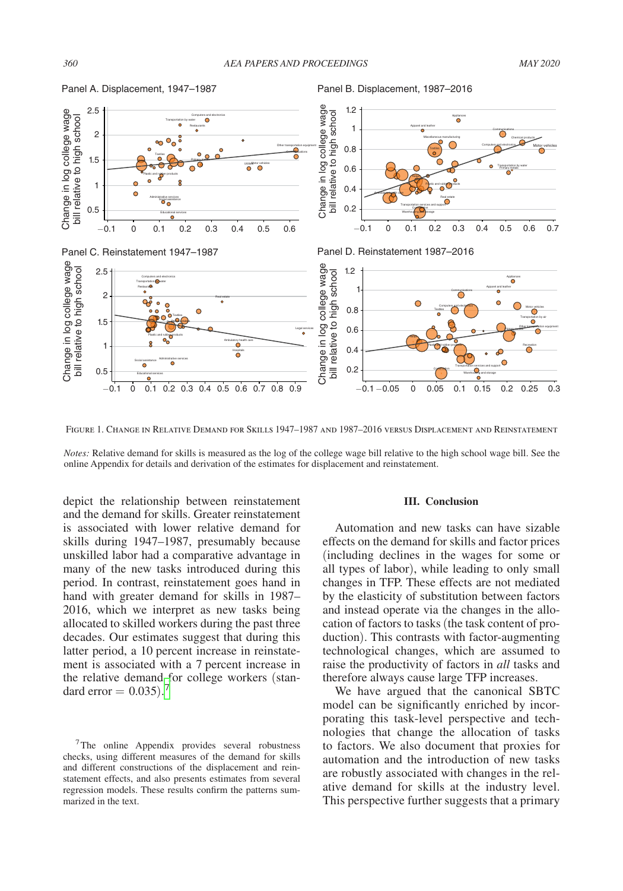FIGURE 1. CHANGE IN RELATIVE DEMAND FOR SKILLS 1947–1987 AND 1987–2016 VERSUS DISPLACEMENT AND REINSTATEMENT

*Notes:* Relative demand for skills is measured as the log of the college wage bill relative to the high school wage bill. See the online Appendix for details and derivation of the estimates for displacement and reinstatement.

depict the relationship between reinstatement and the demand for skills. Greater reinstatement is associated with lower relative demand for skills during 1947–1987, presumably because unskilled labor had a comparative advantage in many of the new tasks introduced during this period. In contrast, reinstatement goes hand in hand with greater demand for skills in 1987–2016, which we interpret as new tasks being allocated to skilled workers during the past three decades. Our estimates suggest that during this latter period, a 10 percent increase in reinstatement is associated with a 7 percent increase in the relative demand for college workers (standard error = 0.035).[7]

[7] The online Appendix provides several robustness checks, using different measures of the demand for skills and different constructions of the displacement and reinstatement effects, and also presents estimates from several regression models. These results confirm the patterns summarized in the text.

## III. Conclusion

Automation and new tasks can have sizable effects on the demand for skills and factor prices (including declines in the wages for some or all types of labor), while leading to only small changes in TFP. These effects are not mediated by the elasticity of substitution between factors and instead operate via the changes in the allocation of factors to tasks (the task content of production). This contrasts with factor-augmenting technological changes, which are assumed to raise the productivity of factors in *all* tasks and therefore always cause large TFP increases.

We have argued that the canonical SBTC model can be significantly enriched by incorporating this task-level perspective and technologies that change the allocation of tasks to factors. We also document that proxies for automation and the introduction of new tasks are robustly associated with changes in the relative demand for skills at the industry level. This perspective further suggests that a primary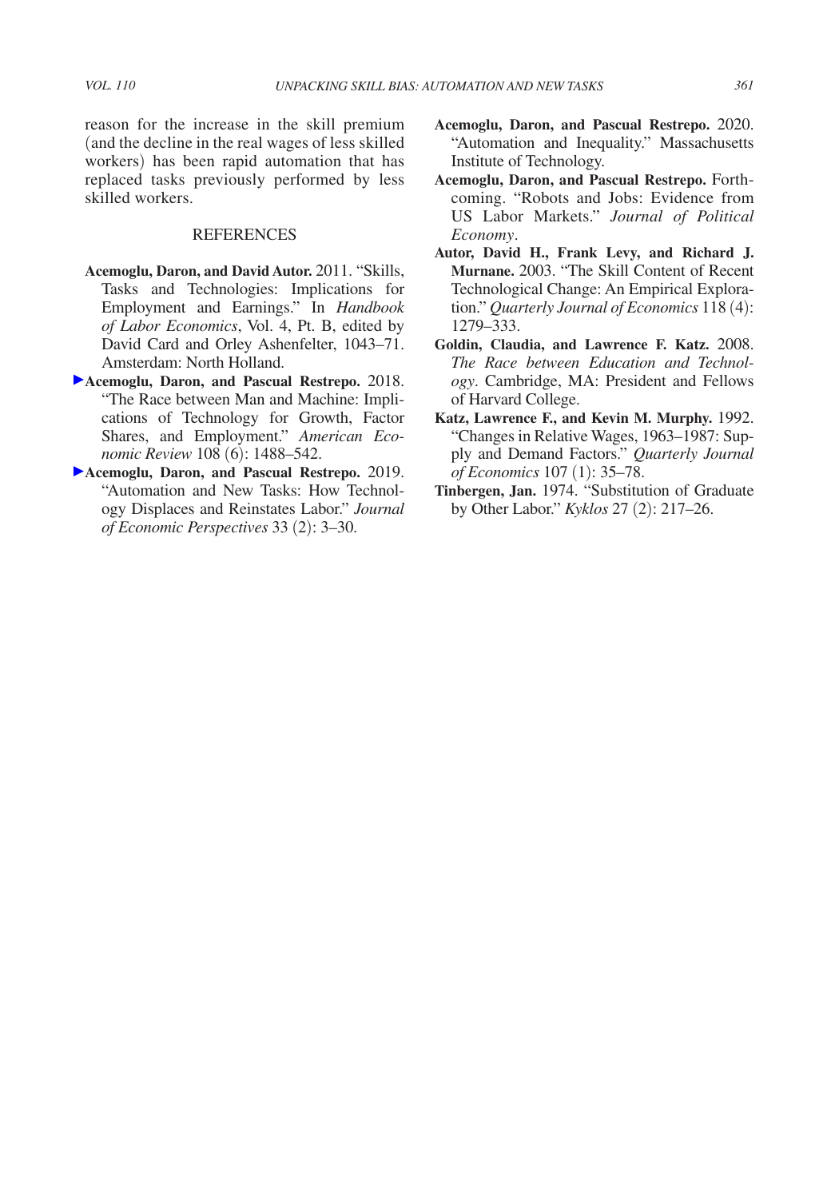reason for the increase in the skill premium (and the decline in the real wages of less skilled workers) has been rapid automation that has replaced tasks previously performed by less skilled workers.

## REFERENCES

**Acemoglu, Daron, and David Autor.** 2011. "Skills, Tasks and Technologies: Implications for Employment and Earnings." In *Handbook of Labor Economics*, Vol. 4, Pt. B, edited by David Card and Orley Ashenfelter, 1043–71. Amsterdam: North Holland.

**Acemoglu, Daron, and Pascual Restrepo.** 2018. "The Race between Man and Machine: Implications of Technology for Growth, Factor Shares, and Employment." *American Economic Review* 108 (6): 1488–542.

**Acemoglu, Daron, and Pascual Restrepo.** 2019. "Automation and New Tasks: How Technology Displaces and Reinstates Labor." *Journal of Economic Perspectives* 33 (2): 3–30.

**Acemoglu, Daron, and Pascual Restrepo.** 2020. "Automation and Inequality." Massachusetts Institute of Technology.

**Acemoglu, Daron, and Pascual Restrepo.** Forthcoming. "Robots and Jobs: Evidence from US Labor Markets." *Journal of Political Economy*.

**Autor, David H., Frank Levy, and Richard J. Murnane.** 2003. "The Skill Content of Recent Technological Change: An Empirical Exploration." *Quarterly Journal of Economics* 118 (4): 1279–333.

**Goldin, Claudia, and Lawrence F. Katz.** 2008. *The Race between Education and Technology*. Cambridge, MA: President and Fellows of Harvard College.

**Katz, Lawrence F., and Kevin M. Murphy.** 1992. "Changes in Relative Wages, 1963–1987: Supply and Demand Factors." *Quarterly Journal of Economics* 107 (1): 35–78.

**Tinbergen, Jan.** 1974. "Substitution of Graduate by Other Labor." *Kyklos* 27 (2): 217–26.